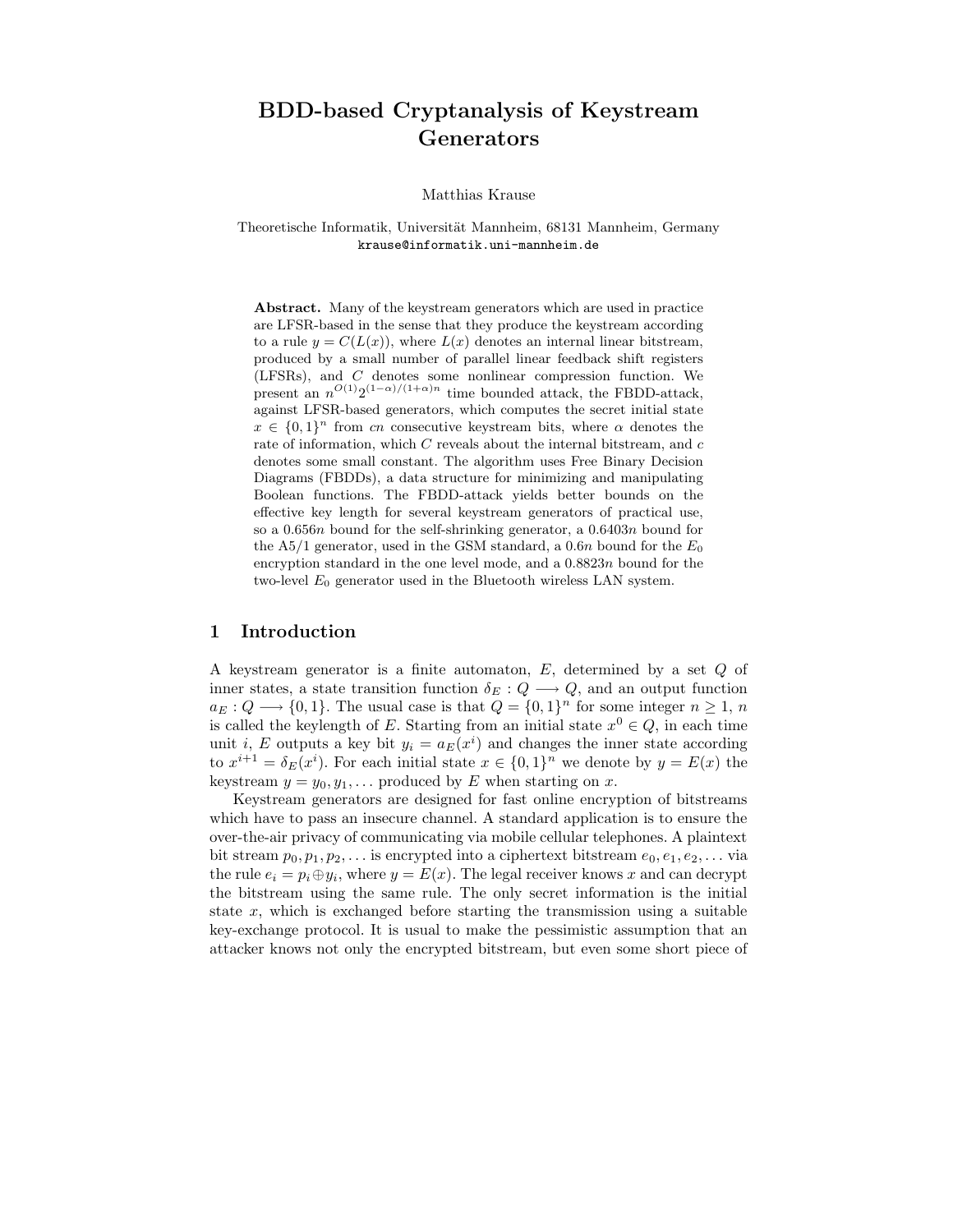# BDD-based Cryptanalysis of Keystream Generators

Matthias Krause

Theoretische Informatik, Universität Mannheim, 68131 Mannheim, Germany
krause@informatik.uni-mannheim.de

**Abstract.** Many of the keystream generators which are used in practice are LFSR-based in the sense that they produce the keystream according to a rule $y = C(L(x))$, where $L(x)$ denotes an internal linear bitstream, produced by a small number of parallel linear feedback shift registers (LFSRs), and $C$ denotes some nonlinear compression function. We present an $n^{O(1)}2^{(1-\alpha)/(1+\alpha)n}$ time bounded attack, the FBDD-attack, against LFSR-based generators, which computes the secret initial state $x \in \{0,1\}^n$ from $cn$ consecutive keystream bits, where $\alpha$ denotes the rate of information, which $C$ reveals about the internal bitstream, and $c$ denotes some small constant. The algorithm uses Free Binary Decision Diagrams (FBDDs), a data structure for minimizing and manipulating Boolean functions. The FBDD-attack yields better bounds on the effective key length for several keystream generators of practical use, so a $0.656n$ bound for the self-shrinking generator, a $0.6403n$ bound for the A5/1 generator, used in the GSM standard, a $0.6n$ bound for the $E_0$ encryption standard in the one level mode, and a $0.8823n$ bound for the two-level $E_0$ generator used in the Bluetooth wireless LAN system.

## 1 Introduction

A keystream generator is a finite automaton, $E$, determined by a set $Q$ of inner states, a state transition function $\delta_E : Q \longrightarrow Q$, and an output function $a_E : Q \longrightarrow \{0,1\}$. The usual case is that $Q = \{0,1\}^n$ for some integer $n \geq 1$, $n$ is called the keylength of $E$. Starting from an initial state $x^0 \in Q$, in each time unit $i$, $E$ outputs a key bit $y_i = a_E(x^i)$ and changes the inner state according to $x^{i+1} = \delta_E(x^i)$. For each initial state $x \in \{0,1\}^n$ we denote by $y = E(x)$ the keystream $y = y_0, y_1, \ldots$ produced by $E$ when starting on $x$.

Keystream generators are designed for fast online encryption of bitstreams which have to pass an insecure channel. A standard application is to ensure the over-the-air privacy of communicating via mobile cellular telephones. A plaintext bit stream $p_0, p_1, p_2, \ldots$ is encrypted into a ciphertext bitstream $e_0, e_1, e_2, \ldots$ via the rule $e_i = p_i \oplus y_i$, where $y = E(x)$. The legal receiver knows $x$ and can decrypt the bitstream using the same rule. The only secret information is the initial state $x$, which is exchanged before starting the transmission using a suitable key-exchange protocol. It is usual to make the pessimistic assumption that an attacker knows not only the encrypted bitstream, but even some short piece of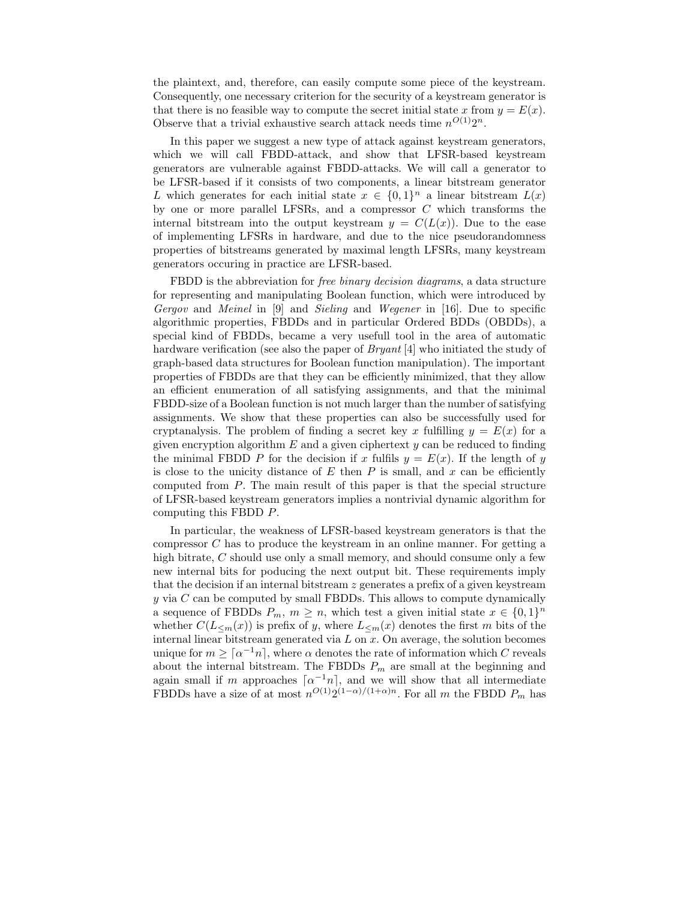the plaintext, and, therefore, can easily compute some piece of the keystream. Consequently, one necessary criterion for the security of a keystream generator is that there is no feasible way to compute the secret initial state $x$ from $y = E(x)$. Observe that a trivial exhaustive search attack needs time $n^{O(1)}2^n$.

In this paper we suggest a new type of attack against keystream generators, which we will call FBDD-attack, and show that LFSR-based keystream generators are vulnerable against FBDD-attacks. We will call a generator to be LFSR-based if it consists of two components, a linear bitstream generator $L$ which generates for each initial state $x \in \{0,1\}^n$ a linear bitstream $L(x)$ by one or more parallel LFSRs, and a compressor $C$ which transforms the internal bitstream into the output keystream $y = C(L(x))$. Due to the ease of implementing LFSRs in hardware, and due to the nice pseudorandomness properties of bitstreams generated by maximal length LFSRs, many keystream generators occuring in practice are LFSR-based.

FBDD is the abbreviation for *free binary decision diagrams*, a data structure for representing and manipulating Boolean function, which were introduced by *Gergov* and *Meinel* in [9] and *Sieling* and *Wegener* in [16]. Due to specific algorithmic properties, FBDDs and in particular Ordered BDDs (OBDDs), a special kind of FBDDs, became a very usefull tool in the area of automatic hardware verification (see also the paper of *Bryant* [4] who initiated the study of graph-based data structures for Boolean function manipulation). The important properties of FBDDs are that they can be efficiently minimized, that they allow an efficient enumeration of all satisfying assignments, and that the minimal FBDD-size of a Boolean function is not much larger than the number of satisfying assignments. We show that these properties can also be successfully used for cryptanalysis. The problem of finding a secret key $x$ fulfilling $y = E(x)$ for a given encryption algorithm $E$ and a given ciphertext $y$ can be reduced to finding the minimal FBDD $P$ for the decision if $x$ fulfils $y = E(x)$. If the length of $y$ is close to the unicity distance of $E$ then $P$ is small, and $x$ can be efficiently computed from $P$. The main result of this paper is that the special structure of LFSR-based keystream generators implies a nontrivial dynamic algorithm for computing this FBDD $P$.

In particular, the weakness of LFSR-based keystream generators is that the compressor $C$ has to produce the keystream in an online manner. For getting a high bitrate, $C$ should use only a small memory, and should consume only a few new internal bits for poducing the next output bit. These requirements imply that the decision if an internal bitstream $z$ generates a prefix of a given keystream $y$ via $C$ can be computed by small FBDDs. This allows to compute dynamically a sequence of FBDDs $P_m$, $m \geq n$, which test a given initial state $x \in \{0,1\}^n$ whether $C(L_{\leq m}(x))$ is prefix of $y$, where $L_{\leq m}(x)$ denotes the first $m$ bits of the internal linear bitstream generated via $L$ on $x$. On average, the solution becomes unique for $m \geq \lceil \alpha^{-1} n \rceil$, where $\alpha$ denotes the rate of information which $C$ reveals about the internal bitstream. The FBDDs $P_m$ are small at the beginning and again small if $m$ approaches $\lceil \alpha^{-1} n \rceil$, and we will show that all intermediate FBDDs have a size of at most $n^{O(1)}2^{(1-\alpha)/(1+\alpha)n}$. For all $m$ the FBDD $P_m$ has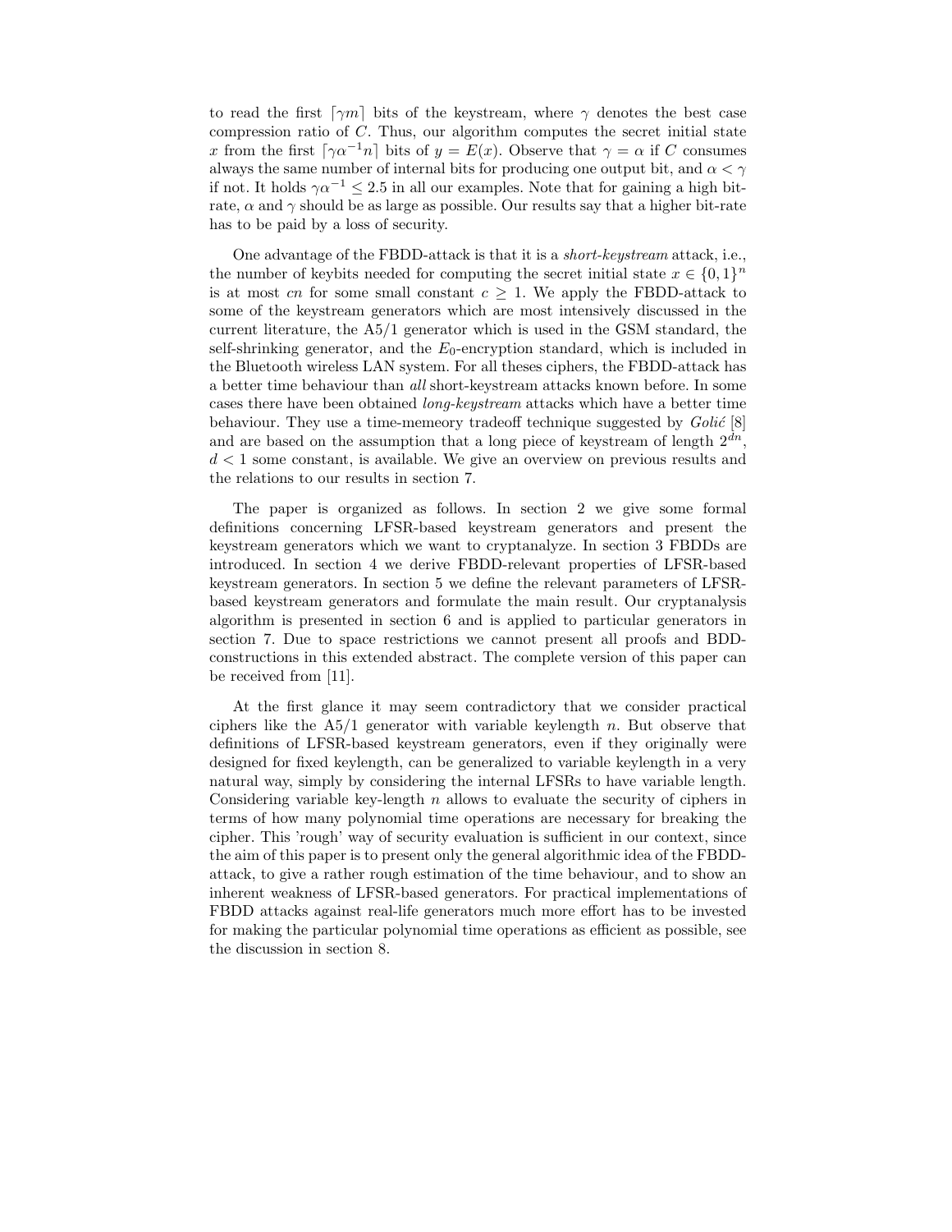to read the first $\lceil \gamma m \rceil$ bits of the keystream, where $\gamma$ denotes the best case compression ratio of $C$. Thus, our algorithm computes the secret initial state $x$ from the first $\lceil \gamma \alpha^{-1} n \rceil$ bits of $y = E(x)$. Observe that $\gamma = \alpha$ if $C$ consumes always the same number of internal bits for producing one output bit, and $\alpha < \gamma$ if not. It holds $\gamma \alpha^{-1} \leq 2.5$ in all our examples. Note that for gaining a high bit-rate, $\alpha$ and $\gamma$ should be as large as possible. Our results say that a higher bit-rate has to be paid by a loss of security.

One advantage of the FBDD-attack is that it is a *short-keystream* attack, i.e., the number of keybits needed for computing the secret initial state $x \in \{0,1\}^n$ is at most $cn$ for some small constant $c \geq 1$. We apply the FBDD-attack to some of the keystream generators which are most intensively discussed in the current literature, the A5/1 generator which is used in the GSM standard, the self-shrinking generator, and the $E_0$-encryption standard, which is included in the Bluetooth wireless LAN system. For all theses ciphers, the FBDD-attack has a better time behaviour than *all* short-keystream attacks known before. In some cases there have been obtained *long-keystream* attacks which have a better time behaviour. They use a time-memeory tradeoff technique suggested by *Golić* [8] and are based on the assumption that a long piece of keystream of length $2^{dn}$, $d < 1$ some constant, is available. We give an overview on previous results and the relations to our results in section 7.

The paper is organized as follows. In section 2 we give some formal definitions concerning LFSR-based keystream generators and present the keystream generators which we want to cryptanalyze. In section 3 FBDDs are introduced. In section 4 we derive FBDD-relevant properties of LFSR-based keystream generators. In section 5 we define the relevant parameters of LFSR-based keystream generators and formulate the main result. Our cryptanalysis algorithm is presented in section 6 and is applied to particular generators in section 7. Due to space restrictions we cannot present all proofs and BDD-constructions in this extended abstract. The complete version of this paper can be received from [11].

At the first glance it may seem contradictory that we consider practical ciphers like the A5/1 generator with variable keylength $n$. But observe that definitions of LFSR-based keystream generators, even if they originally were designed for fixed keylength, can be generalized to variable keylength in a very natural way, simply by considering the internal LFSRs to have variable length. Considering variable key-length $n$ allows to evaluate the security of ciphers in terms of how many polynomial time operations are necessary for breaking the cipher. This 'rough' way of security evaluation is sufficient in our context, since the aim of this paper is to present only the general algorithmic idea of the FBDD-attack, to give a rather rough estimation of the time behaviour, and to show an inherent weakness of LFSR-based generators. For practical implementations of FBDD attacks against real-life generators much more effort has to be invested for making the particular polynomial time operations as efficient as possible, see the discussion in section 8.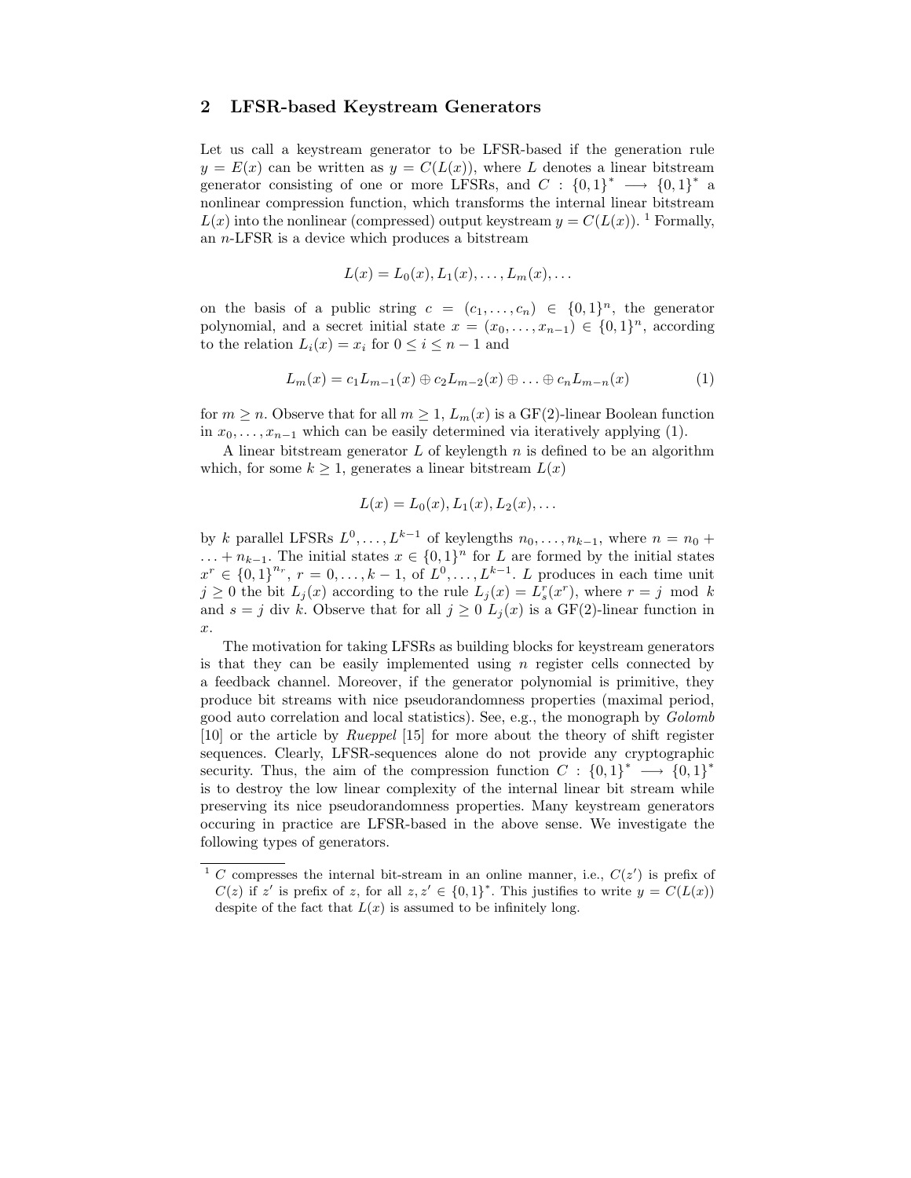## 2 LFSR-based Keystream Generators

Let us call a keystream generator to be LFSR-based if the generation rule $y = E(x)$ can be written as $y = C(L(x))$, where $L$ denotes a linear bitstream generator consisting of one or more LFSRs, and $C : \{0,1\}^* \longrightarrow \{0,1\}^*$ a nonlinear compression function, which transforms the internal linear bitstream $L(x)$ into the nonlinear (compressed) output keystream $y = C(L(x))$. [1] Formally, an $n$-LFSR is a device which produces a bitstream

$$L(x) = L_0(x), L_1(x), \ldots, L_m(x), \ldots$$

on the basis of a public string $c = (c_1, \ldots, c_n) \in \{0,1\}^n$, the generator polynomial, and a secret initial state $x = (x_0, \ldots, x_{n-1}) \in \{0,1\}^n$, according to the relation $L_i(x) = x_i$ for $0 \le i \le n-1$ and

$$L_m(x) = c_1 L_{m-1}(x) \oplus c_2 L_{m-2}(x) \oplus \ldots \oplus c_n L_{m-n}(x) \tag{1}$$

for $m \ge n$. Observe that for all $m \ge 1$, $L_m(x)$ is a GF(2)-linear Boolean function in $x_0, \ldots, x_{n-1}$ which can be easily determined via iteratively applying (1).

A linear bitstream generator $L$ of keylength $n$ is defined to be an algorithm which, for some $k \ge 1$, generates a linear bitstream $L(x)$

$$L(x) = L_0(x), L_1(x), L_2(x), \ldots$$

by $k$ parallel LFSRs $L^0, \ldots, L^{k-1}$ of keylengths $n_0, \ldots, n_{k-1}$, where $n = n_0 + \ldots + n_{k-1}$. The initial states $x \in \{0,1\}^n$ for $L$ are formed by the initial states $x^r \in \{0,1\}^{n_r}$, $r = 0, \ldots, k-1$, of $L^0, \ldots, L^{k-1}$. $L$ produces in each time unit $j \ge 0$ the bit $L_j(x)$ according to the rule $L_j(x) = L^r_s(x^r)$, where $r = j \bmod k$ and $s = j \text{ div } k$. Observe that for all $j \ge 0$ $L_j(x)$ is a GF(2)-linear function in $x$.

The motivation for taking LFSRs as building blocks for keystream generators is that they can be easily implemented using $n$ register cells connected by a feedback channel. Moreover, if the generator polynomial is primitive, they produce bit streams with nice pseudorandomness properties (maximal period, good auto correlation and local statistics). See, e.g., the monograph by *Golomb* [10] or the article by *Rueppel* [15] for more about the theory of shift register sequences. Clearly, LFSR-sequences alone do not provide any cryptographic security. Thus, the aim of the compression function $C : \{0,1\}^* \longrightarrow \{0,1\}^*$ is to destroy the low linear complexity of the internal linear bit stream while preserving its nice pseudorandomness properties. Many keystream generators occuring in practice are LFSR-based in the above sense. We investigate the following types of generators.

---

[1] $C$ compresses the internal bit-stream in an online manner, i.e., $C(z')$ is prefix of $C(z)$ if $z'$ is prefix of $z$, for all $z, z' \in \{0,1\}^*$. This justifies to write $y = C(L(x))$ despite of the fact that $L(x)$ is assumed to be infinitely long.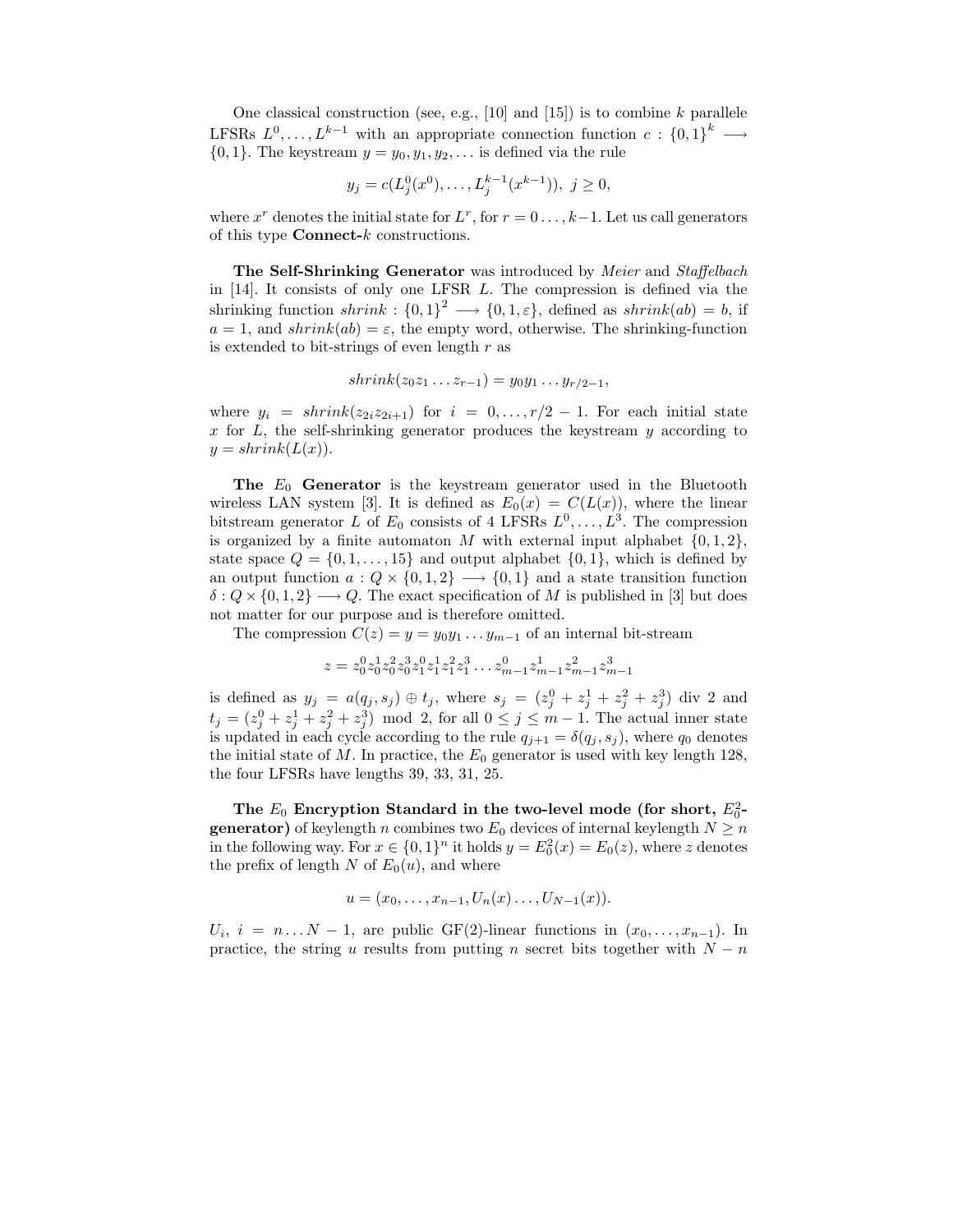One classical construction (see, e.g., [10] and [15]) is to combine $k$ parallele LFSRs $L^0, \ldots, L^{k-1}$ with an appropriate connection function $c : \{0,1\}^k \longrightarrow \{0,1\}$. The keystream $y = y_0, y_1, y_2, \ldots$ is defined via the rule

$$y_j = c(L_j^0(x^0), \ldots, L_j^{k-1}(x^{k-1})),\ j \geq 0,$$

where $x^r$ denotes the initial state for $L^r$, for $r = 0 \ldots, k-1$. Let us call generators of this type **Connect-$k$** constructions.

**The Self-Shrinking Generator** was introduced by *Meier* and *Staffelbach* in [14]. It consists of only one LFSR $L$. The compression is defined via the shrinking function $shrink : \{0,1\}^2 \longrightarrow \{0,1,\varepsilon\}$, defined as $shrink(ab) = b$, if $a = 1$, and $shrink(ab) = \varepsilon$, the empty word, otherwise. The shrinking-function is extended to bit-strings of even length $r$ as

$$shrink(z_0 z_1 \ldots z_{r-1}) = y_0 y_1 \ldots y_{r/2-1},$$

where $y_i = shrink(z_{2i} z_{2i+1})$ for $i = 0, \ldots, r/2 - 1$. For each initial state $x$ for $L$, the self-shrinking generator produces the keystream $y$ according to $y = shrink(L(x))$.

**The $E_0$ Generator** is the keystream generator used in the Bluetooth wireless LAN system [3]. It is defined as $E_0(x) = C(L(x))$, where the linear bitstream generator $L$ of $E_0$ consists of 4 LFSRs $L^0, \ldots, L^3$. The compression is organized by a finite automaton $M$ with external input alphabet $\{0,1,2\}$, state space $Q = \{0,1,\ldots,15\}$ and output alphabet $\{0,1\}$, which is defined by an output function $a : Q \times \{0,1,2\} \longrightarrow \{0,1\}$ and a state transition function $\delta : Q \times \{0,1,2\} \longrightarrow Q$. The exact specification of $M$ is published in [3] but does not matter for our purpose and is therefore omitted.

The compression $C(z) = y = y_0 y_1 \ldots y_{m-1}$ of an internal bit-stream

$$z = z_0^0 z_0^1 z_0^2 z_0^3 z_1^0 z_1^1 z_1^2 z_1^3 \ldots z_{m-1}^0 z_{m-1}^1 z_{m-1}^2 z_{m-1}^3$$

is defined as $y_j = a(q_j, s_j) \oplus t_j$, where $s_j = (z_j^0 + z_j^1 + z_j^2 + z_j^3) \text{ div } 2$ and $t_j = (z_j^0 + z_j^1 + z_j^2 + z_j^3) \bmod 2$, for all $0 \leq j \leq m-1$. The actual inner state is updated in each cycle according to the rule $q_{j+1} = \delta(q_j, s_j)$, where $q_0$ denotes the initial state of $M$. In practice, the $E_0$ generator is used with key length 128, the four LFSRs have lengths 39, 33, 31, 25.

**The $E_0$ Encryption Standard in the two-level mode (for short, $E_0^2$-generator)** of keylength $n$ combines two $E_0$ devices of internal keylength $N \geq n$ in the following way. For $x \in \{0,1\}^n$ it holds $y = E_0^2(x) = E_0(z)$, where $z$ denotes the prefix of length $N$ of $E_0(u)$, and where

$$u = (x_0, \ldots, x_{n-1}, U_n(x) \ldots, U_{N-1}(x)).$$

$U_i$, $i = n \ldots N-1$, are public GF(2)-linear functions in $(x_0, \ldots, x_{n-1})$. In practice, the string $u$ results from putting $n$ secret bits together with $N - n$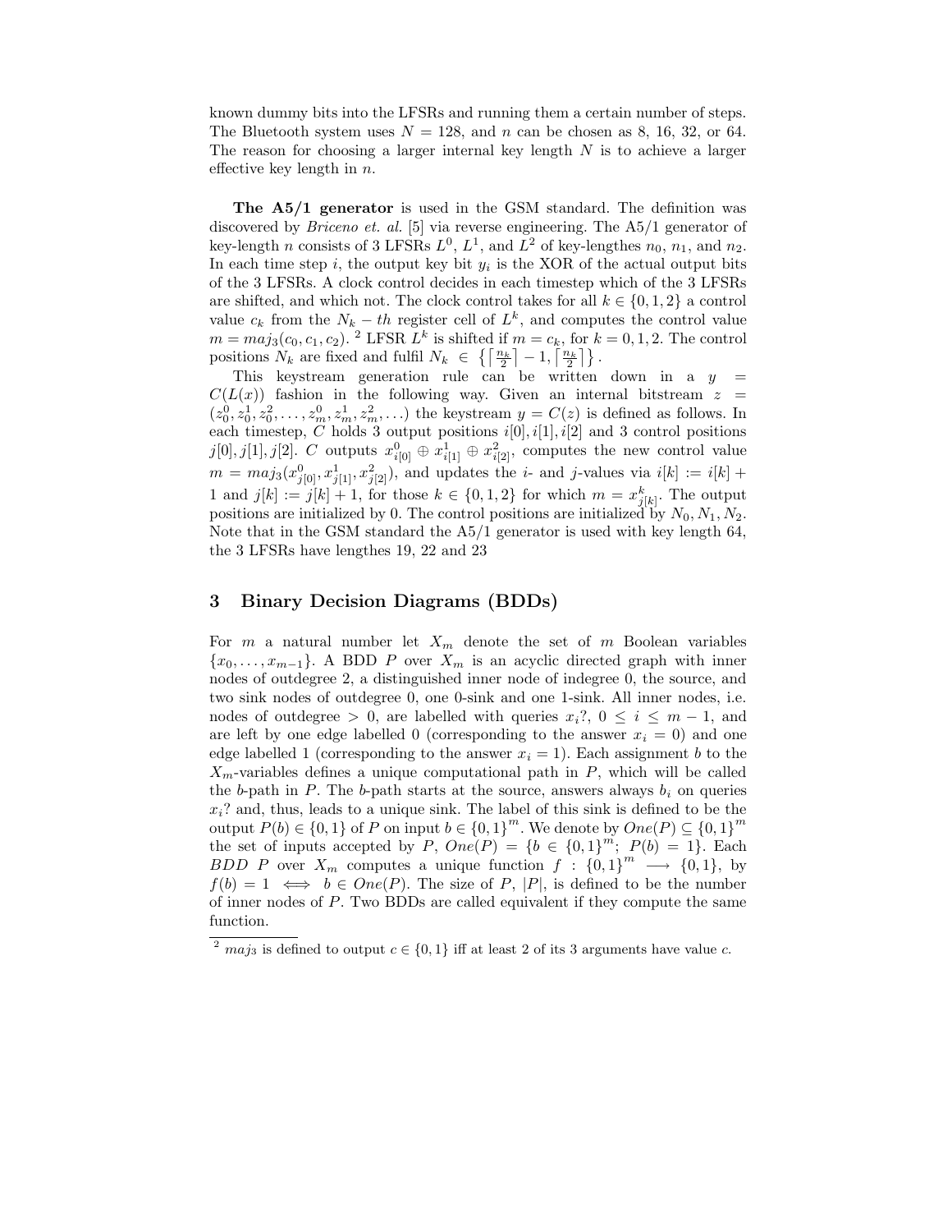known dummy bits into the LFSRs and running them a certain number of steps. The Bluetooth system uses $N = 128$, and $n$ can be chosen as 8, 16, 32, or 64. The reason for choosing a larger internal key length $N$ is to achieve a larger effective key length in $n$.

**The A5/1 generator** is used in the GSM standard. The definition was discovered by *Briceno et. al.* [5] via reverse engineering. The A5/1 generator of key-length $n$ consists of 3 LFSRs $L^0$, $L^1$, and $L^2$ of key-lengthes $n_0$, $n_1$, and $n_2$. In each time step $i$, the output key bit $y_i$ is the XOR of the actual output bits of the 3 LFSRs. A clock control decides in each timestep which of the 3 LFSRs are shifted, and which not. The clock control takes for all $k \in \{0, 1, 2\}$ a control value $c_k$ from the $N_k - th$ register cell of $L^k$, and computes the control value $m = maj_3(c_0, c_1, c_2)$. [2] LFSR $L^k$ is shifted if $m = c_k$, for $k = 0, 1, 2$. The control positions $N_k$ are fixed and fulfil $N_k \in \left\{\lceil \frac{n_k}{2} \rceil - 1, \lceil \frac{n_k}{2} \rceil\right\}$.

This keystream generation rule can be written down in a $y = C(L(x))$ fashion in the following way. Given an internal bitstream $z = (z_0^0, z_0^1, z_0^2, \ldots, z_m^0, z_m^1, z_m^2, \ldots)$ the keystream $y = C(z)$ is defined as follows. In each timestep, $C$ holds 3 output positions $i[0], i[1], i[2]$ and 3 control positions $j[0], j[1], j[2]$. $C$ outputs $x_{i[0]}^0 \oplus x_{i[1]}^1 \oplus x_{i[2]}^2$, computes the new control value $m = maj_3(x_{j[0]}^0, x_{j[1]}^1, x_{j[2]}^2)$, and updates the $i$- and $j$-values via $i[k] := i[k] + 1$ and $j[k] := j[k] + 1$, for those $k \in \{0, 1, 2\}$ for which $m = x_{j[k]}^k$. The output positions are initialized by 0. The control positions are initialized by $N_0, N_1, N_2$. Note that in the GSM standard the A5/1 generator is used with key length 64, the 3 LFSRs have lengthes 19, 22 and 23

## 3 Binary Decision Diagrams (BDDs)

For $m$ a natural number let $X_m$ denote the set of $m$ Boolean variables $\{x_0, \ldots, x_{m-1}\}$. A BDD $P$ over $X_m$ is an acyclic directed graph with inner nodes of outdegree 2, a distinguished inner node of indegree 0, the source, and two sink nodes of outdegree 0, one 0-sink and one 1-sink. All inner nodes, i.e. nodes of outdegree $> 0$, are labelled with queries $x_i?$, $0 \leq i \leq m - 1$, and are left by one edge labelled 0 (corresponding to the answer $x_i = 0$) and one edge labelled 1 (corresponding to the answer $x_i = 1$). Each assignment $b$ to the $X_m$-variables defines a unique computational path in $P$, which will be called the $b$-path in $P$. The $b$-path starts at the source, answers always $b_i$ on queries $x_i?$ and, thus, leads to a unique sink. The label of this sink is defined to be the output $P(b) \in \{0, 1\}$ of $P$ on input $b \in \{0, 1\}^m$. We denote by $One(P) \subseteq \{0, 1\}^m$ the set of inputs accepted by $P$, $One(P) = \{b \in \{0, 1\}^m;\ P(b) = 1\}$. Each $BDD$ $P$ over $X_m$ computes a unique function $f : \{0, 1\}^m \longrightarrow \{0, 1\}$, by $f(b) = 1 \iff b \in One(P)$. The size of $P$, $|P|$, is defined to be the number of inner nodes of $P$. Two BDDs are called equivalent if they compute the same function.

[2] $maj_3$ is defined to output $c \in \{0, 1\}$ iff at least 2 of its 3 arguments have value $c$.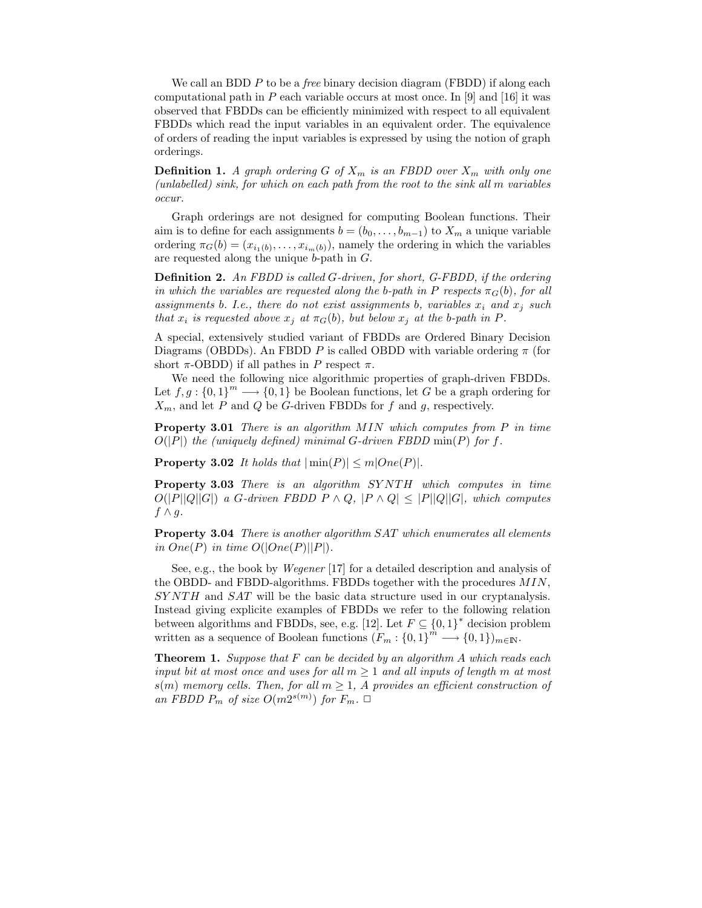We call an BDD $P$ to be a *free* binary decision diagram (FBDD) if along each computational path in $P$ each variable occurs at most once. In [9] and [16] it was observed that FBDDs can be efficiently minimized with respect to all equivalent FBDDs which read the input variables in an equivalent order. The equivalence of orders of reading the input variables is expressed by using the notion of graph orderings.

**Definition 1.** *A graph ordering $G$ of $X_m$ is an FBDD over $X_m$ with only one (unlabelled) sink, for which on each path from the root to the sink all $m$ variables occur.*

Graph orderings are not designed for computing Boolean functions. Their aim is to define for each assignments $b = (b_0, \ldots, b_{m-1})$ to $X_m$ a unique variable ordering $\pi_G(b) = (x_{i_1(b)}, \ldots, x_{i_m(b)})$, namely the ordering in which the variables are requested along the unique $b$-path in $G$.

**Definition 2.** *An FBDD is called $G$-driven, for short, $G$-FBDD, if the ordering in which the variables are requested along the $b$-path in $P$ respects $\pi_G(b)$, for all assignments $b$. I.e., there do not exist assignments $b$, variables $x_i$ and $x_j$ such that $x_i$ is requested above $x_j$ at $\pi_G(b)$, but below $x_j$ at the $b$-path in $P$.*

A special, extensively studied variant of FBDDs are Ordered Binary Decision Diagrams (OBDDs). An FBDD $P$ is called OBDD with variable ordering $\pi$ (for short $\pi$-OBDD) if all pathes in $P$ respect $\pi$.

We need the following nice algorithmic properties of graph-driven FBDDs. Let $f, g : \{0,1\}^m \longrightarrow \{0,1\}$ be Boolean functions, let $G$ be a graph ordering for $X_m$, and let $P$ and $Q$ be $G$-driven FBDDs for $f$ and $g$, respectively.

**Property 3.01** *There is an algorithm $MIN$ which computes from $P$ in time $O(|P|)$ the (uniquely defined) minimal $G$-driven FBDD $\min(P)$ for $f$.*

**Property 3.02** *It holds that $|\min(P)| \leq m|One(P)|$.*

**Property 3.03** *There is an algorithm $SYNTH$ which computes in time $O(|P||Q||G|)$ a $G$-driven FBDD $P \wedge Q$, $|P \wedge Q| \leq |P||Q||G|$, which computes $f \wedge g$.*

**Property 3.04** *There is another algorithm $SAT$ which enumerates all elements in $One(P)$ in time $O(|One(P)||P|)$.*

See, e.g., the book by *Wegener* [17] for a detailed description and analysis of the OBDD- and FBDD-algorithms. FBDDs together with the procedures $MIN$, $SYNTH$ and $SAT$ will be the basic data structure used in our cryptanalysis. Instead giving explicite examples of FBDDs we refer to the following relation between algorithms and FBDDs, see, e.g. [12]. Let $F \subseteq \{0,1\}^*$ decision problem written as a sequence of Boolean functions $(F_m : \{0,1\}^m \longrightarrow \{0,1\})_{m \in \mathbb{N}}$.

**Theorem 1.** *Suppose that $F$ can be decided by an algorithm $A$ which reads each input bit at most once and uses for all $m \geq 1$ and all inputs of length $m$ at most $s(m)$ memory cells. Then, for all $m \geq 1$, $A$ provides an efficient construction of an FBDD $P_m$ of size $O(m2^{s(m)})$ for $F_m$.* □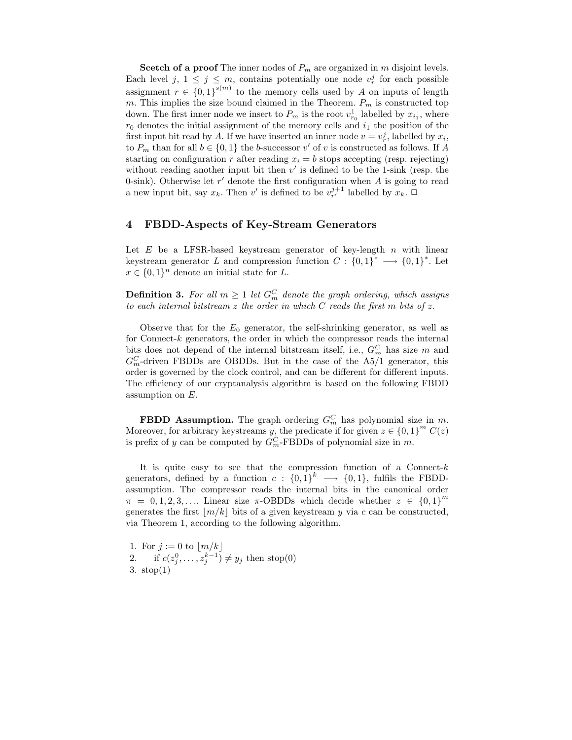**Scetch of a proof** The inner nodes of $P_m$ are organized in $m$ disjoint levels. Each level $j$, $1 \leq j \leq m$, contains potentially one node $v_r^j$ for each possible assignment $r \in \{0,1\}^{s(m)}$ to the memory cells used by $A$ on inputs of length $m$. This implies the size bound claimed in the Theorem. $P_m$ is constructed top down. The first inner node we insert to $P_m$ is the root $v_{r_0}^1$ labelled by $x_{i_1}$, where $r_0$ denotes the initial assignment of the memory cells and $i_1$ the position of the first input bit read by $A$. If we have inserted an inner node $v = v_r^j$, labelled by $x_i$, to $P_m$ than for all $b \in \{0,1\}$ the $b$-successor $v'$ of $v$ is constructed as follows. If $A$ starting on configuration $r$ after reading $x_i = b$ stops accepting (resp. rejecting) without reading another input bit then $v'$ is defined to be the 1-sink (resp. the 0-sink). Otherwise let $r'$ denote the first configuration when $A$ is going to read a new input bit, say $x_k$. Then $v'$ is defined to be $v_{r'}^{j+1}$ labelled by $x_k$. □

## 4 FBDD-Aspects of Key-Stream Generators

Let $E$ be a LFSR-based keystream generator of key-length $n$ with linear keystream generator $L$ and compression function $C : \{0,1\}^* \longrightarrow \{0,1\}^*$. Let $x \in \{0,1\}^n$ denote an initial state for $L$.

**Definition 3.** *For all $m \geq 1$ let $G_m^C$ denote the graph ordering, which assigns to each internal bitstream $z$ the order in which $C$ reads the first $m$ bits of $z$.*

Observe that for the $E_0$ generator, the self-shrinking generator, as well as for Connect-$k$ generators, the order in which the compressor reads the internal bits does not depend of the internal bitstream itself, i.e., $G_m^C$ has size $m$ and $G_m^C$-driven FBDDs are OBDDs. But in the case of the A5/1 generator, this order is governed by the clock control, and can be different for different inputs. The efficiency of our cryptanalysis algorithm is based on the following FBDD assumption on $E$.

**FBDD Assumption.** The graph ordering $G_m^C$ has polynomial size in $m$. Moreover, for arbitrary keystreams $y$, the predicate if for given $z \in \{0,1\}^m$ $C(z)$ is prefix of $y$ can be computed by $G_m^C$-FBDDs of polynomial size in $m$.

It is quite easy to see that the compression function of a Connect-$k$ generators, defined by a function $c : \{0,1\}^k \longrightarrow \{0,1\}$, fulfils the FBDD-assumption. The compressor reads the internal bits in the canonical order $\pi = 0, 1, 2, 3, \ldots$. Linear size $\pi$-OBDDs which decide whether $z \in \{0,1\}^m$ generates the first $\lfloor m/k \rfloor$ bits of a given keystream $y$ via $c$ can be constructed, via Theorem 1, according to the following algorithm.

1. For $j := 0$ to $\lfloor m/k \rfloor$
2. if $c(z_j^0, \ldots, z_j^{k-1}) \neq y_j$ then stop(0)
3. stop(1)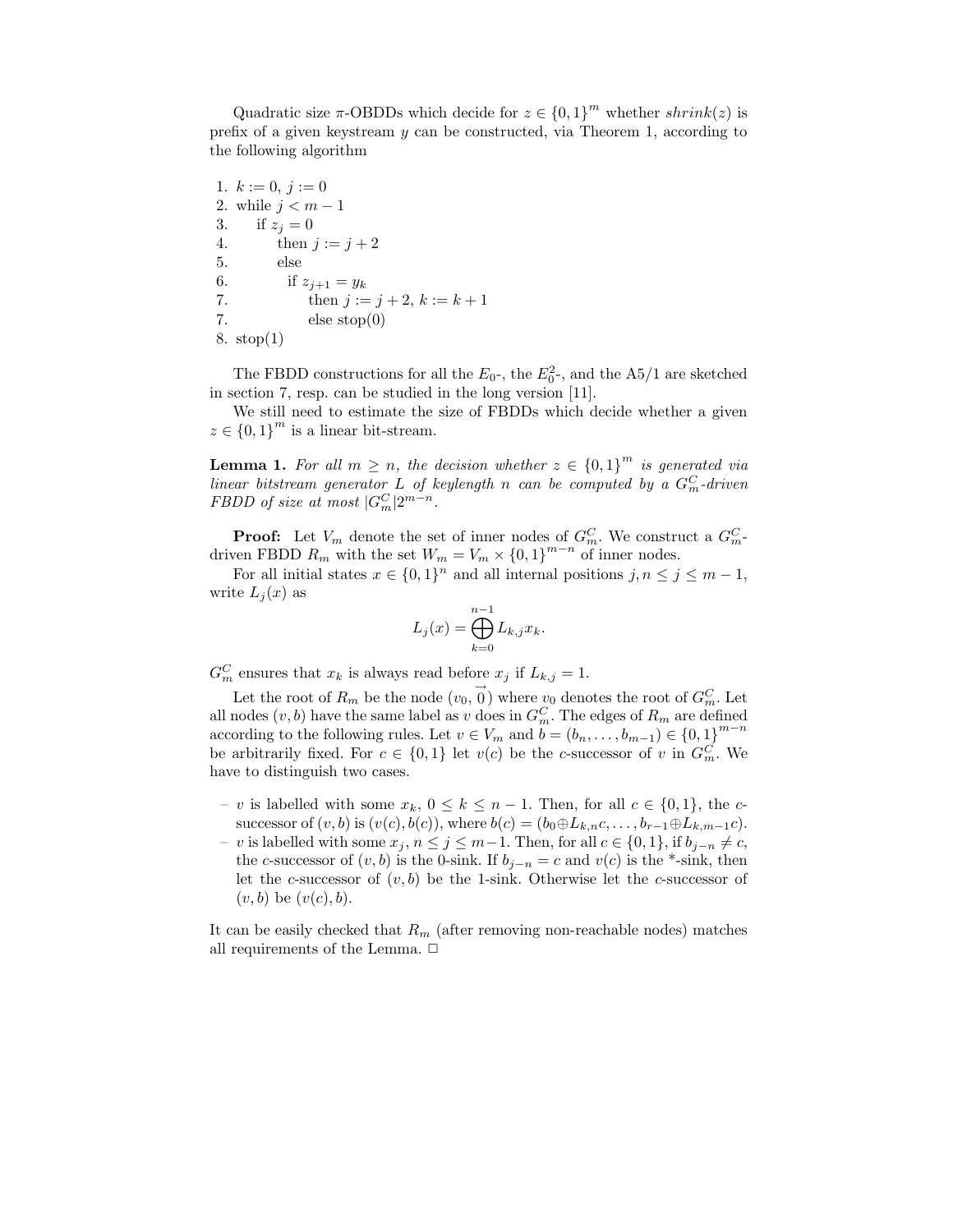Quadratic size $\pi$-OBDDs which decide for $z \in \{0,1\}^m$ whether $shrink(z)$ is prefix of a given keystream $y$ can be constructed, via Theorem 1, according to the following algorithm

```
1. k := 0, j := 0
2. while j < m − 1
3.    if z_j = 0
4.       then j := j + 2
5.       else
6.         if z_{j+1} = y_k
7.            then j := j + 2, k := k + 1
7.            else stop(0)
8. stop(1)
```

The FBDD constructions for all the $E_0$-, the $E_0^2$-, and the A5/1 are sketched in section 7, resp. can be studied in the long version [11].

We still need to estimate the size of FBDDs which decide whether a given $z \in \{0,1\}^m$ is a linear bit-stream.

**Lemma 1.** *For all $m \geq n$, the decision whether $z \in \{0,1\}^m$ is generated via linear bitstream generator $L$ of keylength $n$ can be computed by a $G_m^C$-driven FBDD of size at most $|G_m^C|2^{m-n}$.*

**Proof:** Let $V_m$ denote the set of inner nodes of $G_m^C$. We construct a $G_m^C$-driven FBDD $R_m$ with the set $W_m = V_m \times \{0,1\}^{m-n}$ of inner nodes.

For all initial states $x \in \{0,1\}^n$ and all internal positions $j, n \leq j \leq m-1$, write $L_j(x)$ as

$$L_j(x) = \bigoplus_{k=0}^{n-1} L_{k,j} x_k.$$

$G_m^C$ ensures that $x_k$ is always read before $x_j$ if $L_{k,j} = 1$.

Let the root of $R_m$ be the node $(v_0, \vec{0})$ where $v_0$ denotes the root of $G_m^C$. Let all nodes $(v, b)$ have the same label as $v$ does in $G_m^C$. The edges of $R_m$ are defined according to the following rules. Let $v \in V_m$ and $b = (b_n, \ldots, b_{m-1}) \in \{0,1\}^{m-n}$ be arbitrarily fixed. For $c \in \{0,1\}$ let $v(c)$ be the $c$-successor of $v$ in $G_m^C$. We have to distinguish two cases.

- $v$ is labelled with some $x_k$, $0 \leq k \leq n-1$. Then, for all $c \in \{0,1\}$, the $c$-successor of $(v, b)$ is $(v(c), b(c))$, where $b(c) = (b_0 \oplus L_{k,n} c, \ldots, b_{r-1} \oplus L_{k,m-1} c)$.
- $v$ is labelled with some $x_j$, $n \leq j \leq m-1$. Then, for all $c \in \{0,1\}$, if $b_{j-n} \neq c$, the $c$-successor of $(v, b)$ is the 0-sink. If $b_{j-n} = c$ and $v(c)$ is the *-sink, then let the $c$-successor of $(v, b)$ be the 1-sink. Otherwise let the $c$-successor of $(v, b)$ be $(v(c), b)$.

It can be easily checked that $R_m$ (after removing non-reachable nodes) matches all requirements of the Lemma. □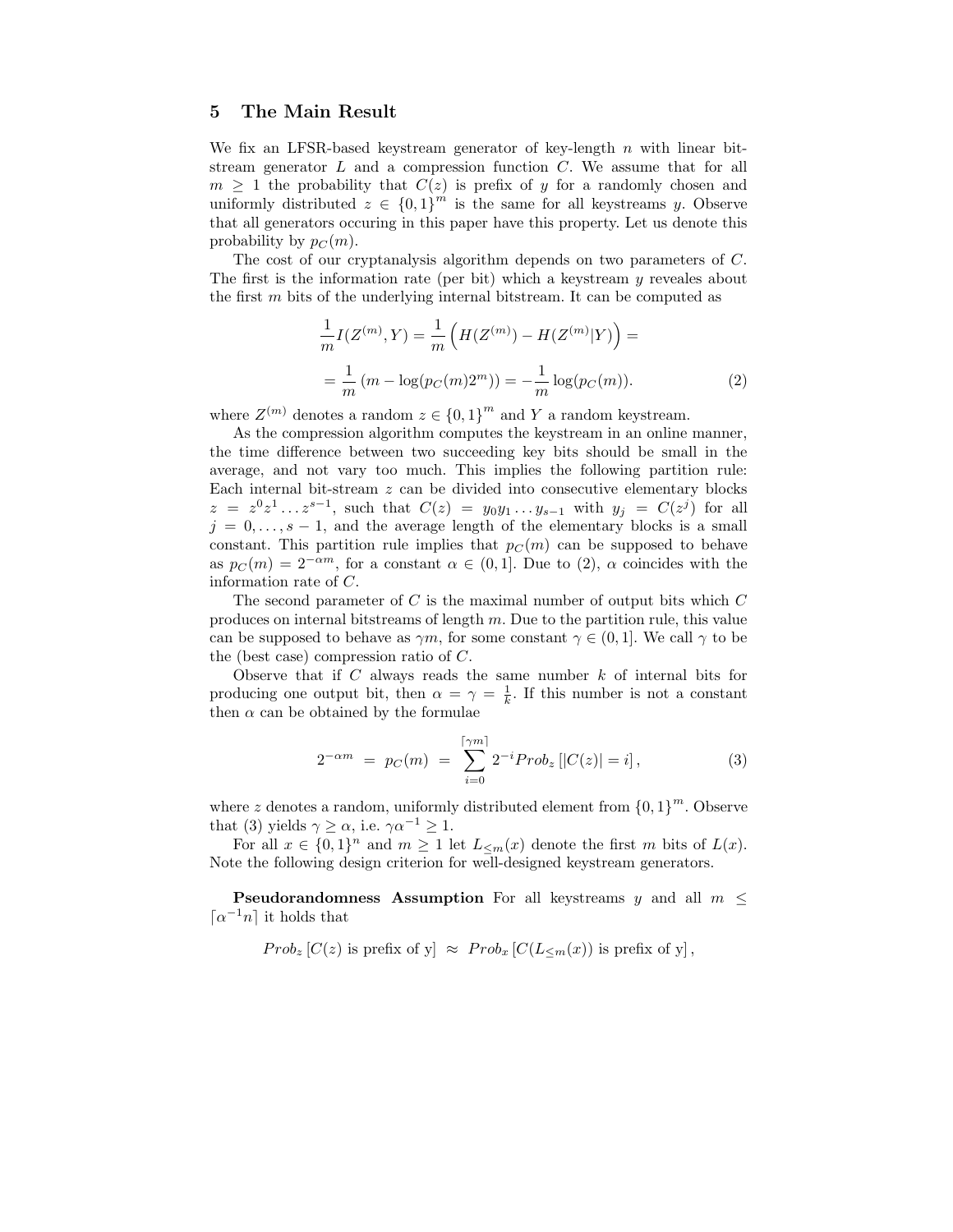## 5 The Main Result

We fix an LFSR-based keystream generator of key-length $n$ with linear bitstream generator $L$ and a compression function $C$. We assume that for all $m \geq 1$ the probability that $C(z)$ is prefix of $y$ for a randomly chosen and uniformly distributed $z \in \{0,1\}^m$ is the same for all keystreams $y$. Observe that all generators occuring in this paper have this property. Let us denote this probability by $p_C(m)$.

The cost of our cryptanalysis algorithm depends on two parameters of $C$. The first is the information rate (per bit) which a keystream $y$ reveals about the first $m$ bits of the underlying internal bitstream. It can be computed as

$$\frac{1}{m} I(Z^{(m)}, Y) = \frac{1}{m}\left(H(Z^{(m)}) - H(Z^{(m)}|Y)\right) =$$

$$= \frac{1}{m}\left(m - \log(p_C(m)2^m)\right) = -\frac{1}{m}\log(p_C(m)). \tag{2}$$

where $Z^{(m)}$ denotes a random $z \in \{0,1\}^m$ and $Y$ a random keystream.

As the compression algorithm computes the keystream in an online manner, the time difference between two succeeding key bits should be small in the average, and not vary too much. This implies the following partition rule: Each internal bit-stream $z$ can be divided into consecutive elementary blocks $z = z^0 z^1 \ldots z^{s-1}$, such that $C(z) = y_0 y_1 \ldots y_{s-1}$ with $y_j = C(z^j)$ for all $j = 0, \ldots, s-1$, and the average length of the elementary blocks is a small constant. This partition rule implies that $p_C(m)$ can be supposed to behave as $p_C(m) = 2^{-\alpha m}$, for a constant $\alpha \in (0,1]$. Due to (2), $\alpha$ coincides with the information rate of $C$.

The second parameter of $C$ is the maximal number of output bits which $C$ produces on internal bitstreams of length $m$. Due to the partition rule, this value can be supposed to behave as $\gamma m$, for some constant $\gamma \in (0,1]$. We call $\gamma$ to be the (best case) compression ratio of $C$.

Observe that if $C$ always reads the same number $k$ of internal bits for producing one output bit, then $\alpha = \gamma = \frac{1}{k}$. If this number is not a constant then $\alpha$ can be obtained by the formulae

$$2^{-\alpha m} \;=\; p_C(m) \;=\; \sum_{i=0}^{\lceil \gamma m \rceil} 2^{-i} Prob_z\left[|C(z)| = i\right], \tag{3}$$

where $z$ denotes a random, uniformly distributed element from $\{0,1\}^m$. Observe that (3) yields $\gamma \geq \alpha$, i.e. $\gamma\alpha^{-1} \geq 1$.

For all $x \in \{0,1\}^n$ and $m \geq 1$ let $L_{\leq m}(x)$ denote the first $m$ bits of $L(x)$. Note the following design criterion for well-designed keystream generators.

**Pseudorandomness Assumption** For all keystreams $y$ and all $m \leq \lceil \alpha^{-1} n \rceil$ it holds that

$$Prob_z\left[C(z) \text{ is prefix of y}\right] \;\approx\; Prob_x\left[C(L_{\leq m}(x)) \text{ is prefix of y}\right],$$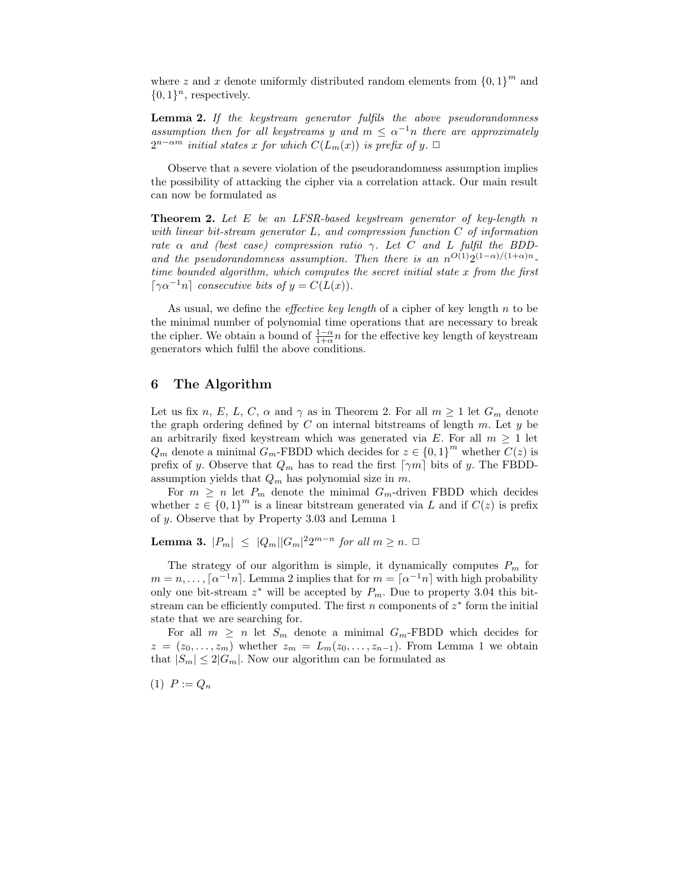where $z$ and $x$ denote uniformly distributed random elements from $\{0,1\}^m$ and $\{0,1\}^n$, respectively.

**Lemma 2.** *If the keystream generator fulfils the above pseudorandomness assumption then for all keystreams $y$ and $m \leq \alpha^{-1}n$ there are approximately $2^{n-\alpha m}$ initial states $x$ for which $C(L_m(x))$ is prefix of $y$.* □

Observe that a severe violation of the pseudorandomness assumption implies the possibility of attacking the cipher via a correlation attack. Our main result can now be formulated as

**Theorem 2.** *Let $E$ be an LFSR-based keystream generator of key-length $n$ with linear bit-stream generator $L$, and compression function $C$ of information rate $\alpha$ and (best case) compression ratio $\gamma$. Let $C$ and $L$ fulfil the BDD- and the pseudorandomness assumption. Then there is an $n^{O(1)}2^{(1-\alpha)/(1+\alpha)n}$-time bounded algorithm, which computes the secret initial state $x$ from the first $\lceil \gamma\alpha^{-1}n \rceil$ consecutive bits of $y = C(L(x))$.*

As usual, we define the *effective key length* of a cipher of key length $n$ to be the minimal number of polynomial time operations that are necessary to break the cipher. We obtain a bound of $\frac{1-\alpha}{1+\alpha}n$ for the effective key length of keystream generators which fulfil the above conditions.

## 6 The Algorithm

Let us fix $n$, $E$, $L$, $C$, $\alpha$ and $\gamma$ as in Theorem 2. For all $m \geq 1$ let $G_m$ denote the graph ordering defined by $C$ on internal bitstreams of length $m$. Let $y$ be an arbitrarily fixed keystream which was generated via $E$. For all $m \geq 1$ let $Q_m$ denote a minimal $G_m$-FBDD which decides for $z \in \{0,1\}^m$ whether $C(z)$ is prefix of $y$. Observe that $Q_m$ has to read the first $\lceil \gamma m \rceil$ bits of $y$. The FBDD-assumption yields that $Q_m$ has polynomial size in $m$.

For $m \geq n$ let $P_m$ denote the minimal $G_m$-driven FBDD which decides whether $z \in \{0,1\}^m$ is a linear bitstream generated via $L$ and if $C(z)$ is prefix of $y$. Observe that by Property 3.03 and Lemma 1

**Lemma 3.** $|P_m| \; \leq \; |Q_m||G_m|^2 2^{m-n}$ *for all $m \geq n$.* □

The strategy of our algorithm is simple, it dynamically computes $P_m$ for $m = n, \ldots, \lceil \alpha^{-1}n \rceil$. Lemma 2 implies that for $m = \lceil \alpha^{-1}n \rceil$ with high probability only one bit-stream $z^*$ will be accepted by $P_m$. Due to property 3.04 this bit-stream can be efficiently computed. The first $n$ components of $z^*$ form the initial state that we are searching for.

For all $m \geq n$ let $S_m$ denote a minimal $G_m$-FBDD which decides for $z = (z_0, \ldots, z_m)$ whether $z_m = L_m(z_0, \ldots, z_{n-1})$. From Lemma 1 we obtain that $|S_m| \leq 2|G_m|$. Now our algorithm can be formulated as

(1) $P := Q_n$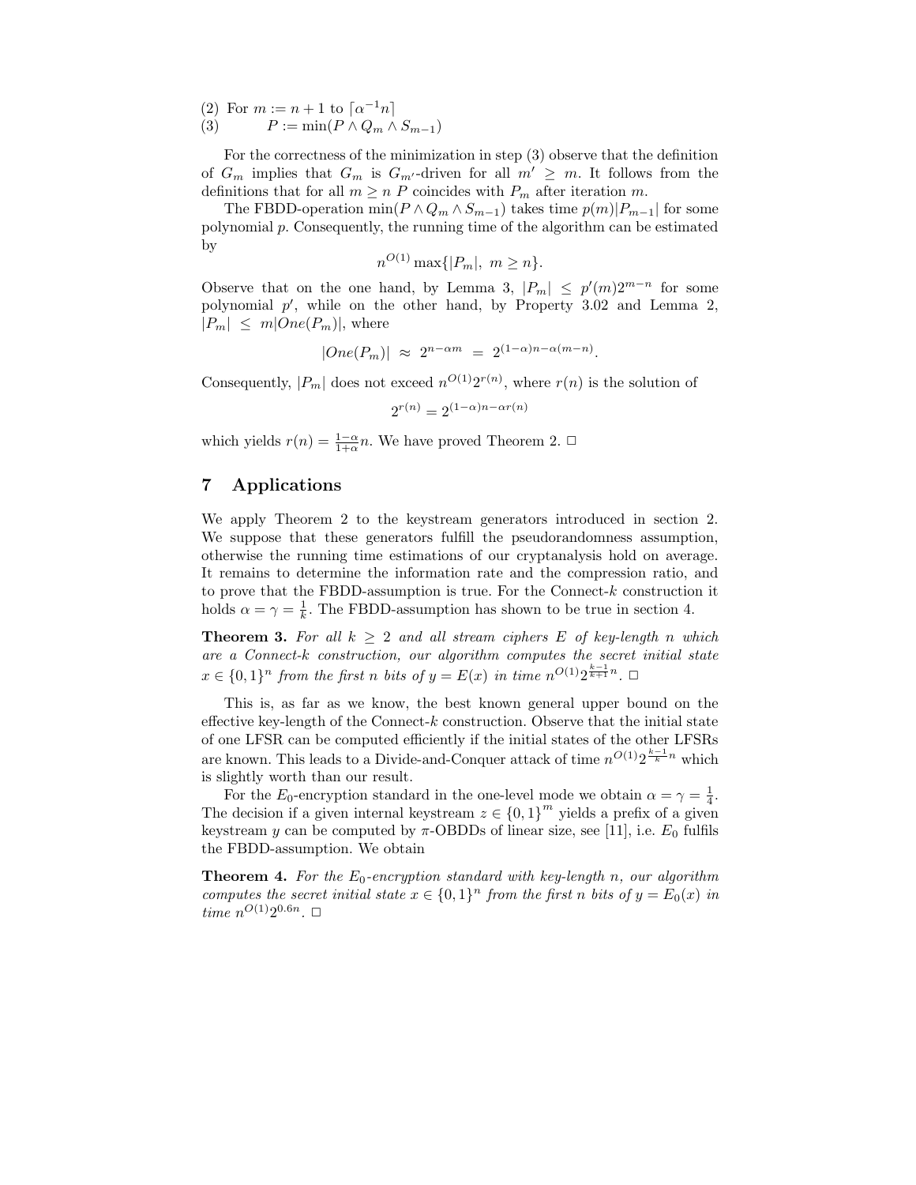(2) For $m := n + 1$ to $\lceil \alpha^{-1} n \rceil$
(3) $\quad\quad P := \min(P \wedge Q_m \wedge S_{m-1})$

For the correctness of the minimization in step (3) observe that the definition of $G_m$ implies that $G_m$ is $G_{m'}$-driven for all $m' \geq m$. It follows from the definitions that for all $m \geq n$ $P$ coincides with $P_m$ after iteration $m$.

The FBDD-operation $\min(P \wedge Q_m \wedge S_{m-1})$ takes time $p(m)|P_{m-1}|$ for some polynomial $p$. Consequently, the running time of the algorithm can be estimated by

$$n^{O(1)} \max\{|P_m|,\ m \geq n\}.$$

Observe that on the one hand, by Lemma 3, $|P_m| \leq p'(m)2^{m-n}$ for some polynomial $p'$, while on the other hand, by Property 3.02 and Lemma 2, $|P_m| \leq m|One(P_m)|$, where

$$|One(P_m)| \approx 2^{n-\alpha m} = 2^{(1-\alpha)n - \alpha(m-n)}.$$

Consequently, $|P_m|$ does not exceed $n^{O(1)}2^{r(n)}$, where $r(n)$ is the solution of

$$2^{r(n)} = 2^{(1-\alpha)n - \alpha r(n)}$$

which yields $r(n) = \frac{1-\alpha}{1+\alpha}n$. We have proved Theorem 2. □

## 7 Applications

We apply Theorem 2 to the keystream generators introduced in section 2. We suppose that these generators fulfill the pseudorandomness assumption, otherwise the running time estimations of our cryptanalysis hold on average. It remains to determine the information rate and the compression ratio, and to prove that the FBDD-assumption is true. For the Connect-$k$ construction it holds $\alpha = \gamma = \frac{1}{k}$. The FBDD-assumption has shown to be true in section 4.

**Theorem 3.** *For all $k \geq 2$ and all stream ciphers $E$ of key-length $n$ which are a Connect-$k$ construction, our algorithm computes the secret initial state $x \in \{0,1\}^n$ from the first $n$ bits of $y = E(x)$ in time $n^{O(1)}2^{\frac{k-1}{k+1}n}$.* □

This is, as far as we know, the best known general upper bound on the effective key-length of the Connect-$k$ construction. Observe that the initial state of one LFSR can be computed efficiently if the initial states of the other LFSRs are known. This leads to a Divide-and-Conquer attack of time $n^{O(1)}2^{\frac{k-1}{k}n}$ which is slightly worth than our result.

For the $E_0$-encryption standard in the one-level mode we obtain $\alpha = \gamma = \frac{1}{4}$. The decision if a given internal keystream $z \in \{0,1\}^m$ yields a prefix of a given keystream $y$ can be computed by $\pi$-OBDDs of linear size, see [11], i.e. $E_0$ fulfils the FBDD-assumption. We obtain

**Theorem 4.** *For the $E_0$-encryption standard with key-length $n$, our algorithm computes the secret initial state $x \in \{0,1\}^n$ from the first $n$ bits of $y = E_0(x)$ in time $n^{O(1)}2^{0.6n}$.* □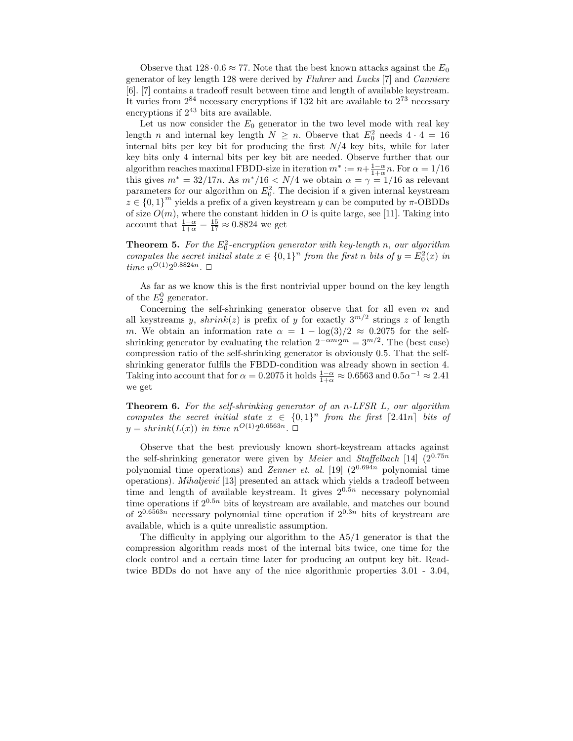Observe that $128 \cdot 0.6 \approx 77$. Note that the best known attacks against the $E_0$ generator of key length 128 were derived by *Fluhrer* and *Lucks* [7] and *Canniere* [6]. [7] contains a tradeoff result between time and length of available keystream. It varies from $2^{84}$ necessary encryptions if 132 bit are available to $2^{73}$ necessary encryptions if $2^{43}$ bits are available.

Let us now consider the $E_0$ generator in the two level mode with real key length $n$ and internal key length $N \geq n$. Observe that $E_0^2$ needs $4 \cdot 4 = 16$ internal bits per key bit for producing the first $N/4$ key bits, while for later key bits only 4 internal bits per key bit are needed. Observe further that our algorithm reaches maximal FBDD-size in iteration $m^* := n + \frac{1-\alpha}{1+\alpha} n$. For $\alpha = 1/16$ this gives $m^* = 32/17n$. As $m^*/16 < N/4$ we obtain $\alpha = \gamma = 1/16$ as relevant parameters for our algorithm on $E_0^2$. The decision if a given internal keystream $z \in \{0,1\}^m$ yields a prefix of a given keystream $y$ can be computed by $\pi$-OBDDs of size $O(m)$, where the constant hidden in $O$ is quite large, see [11]. Taking into account that $\frac{1-\alpha}{1+\alpha} = \frac{15}{17} \approx 0.8824$ we get

**Theorem 5.** *For the $E_0^2$-encryption generator with key-length $n$, our algorithm computes the secret initial state $x \in \{0,1\}^n$ from the first $n$ bits of $y = E_0^2(x)$ in time $n^{O(1)} 2^{0.8824n}$.* □

As far as we know this is the first nontrivial upper bound on the key length of the $E_2^0$ generator.

Concerning the self-shrinking generator observe that for all even $m$ and all keystreams $y$, $shrink(z)$ is prefix of $y$ for exactly $3^{m/2}$ strings $z$ of length $m$. We obtain an information rate $\alpha = 1 - \log(3)/2 \approx 0.2075$ for the self-shrinking generator by evaluating the relation $2^{-\alpha m} 2^m = 3^{m/2}$. The (best case) compression ratio of the self-shrinking generator is obviously 0.5. That the self-shrinking generator fulfils the FBDD-condition was already shown in section 4. Taking into account that for $\alpha = 0.2075$ it holds $\frac{1-\alpha}{1+\alpha} \approx 0.6563$ and $0.5\alpha^{-1} \approx 2.41$ we get

**Theorem 6.** *For the self-shrinking generator of an $n$-LFSR $L$, our algorithm computes the secret initial state $x \in \{0,1\}^n$ from the first $\lceil 2.41n \rceil$ bits of $y = shrink(L(x))$ in time $n^{O(1)} 2^{0.6563n}$.* □

Observe that the best previously known short-keystream attacks against the self-shrinking generator were given by *Meier* and *Staffelbach* [14] ($2^{0.75n}$ polynomial time operations) and *Zenner et. al.* [19] ($2^{0.694n}$ polynomial time operations). *Mihaljević* [13] presented an attack which yields a tradeoff between time and length of available keystream. It gives $2^{0.5n}$ necessary polynomial time operations if $2^{0.5n}$ bits of keystream are available, and matches our bound of $2^{0.6563n}$ necessary polynomial time operation if $2^{0.3n}$ bits of keystream are available, which is a quite unrealistic assumption.

The difficulty in applying our algorithm to the A5/1 generator is that the compression algorithm reads most of the internal bits twice, one time for the clock control and a certain time later for producing an output key bit. Read-twice BDDs do not have any of the nice algorithmic properties 3.01 - 3.04,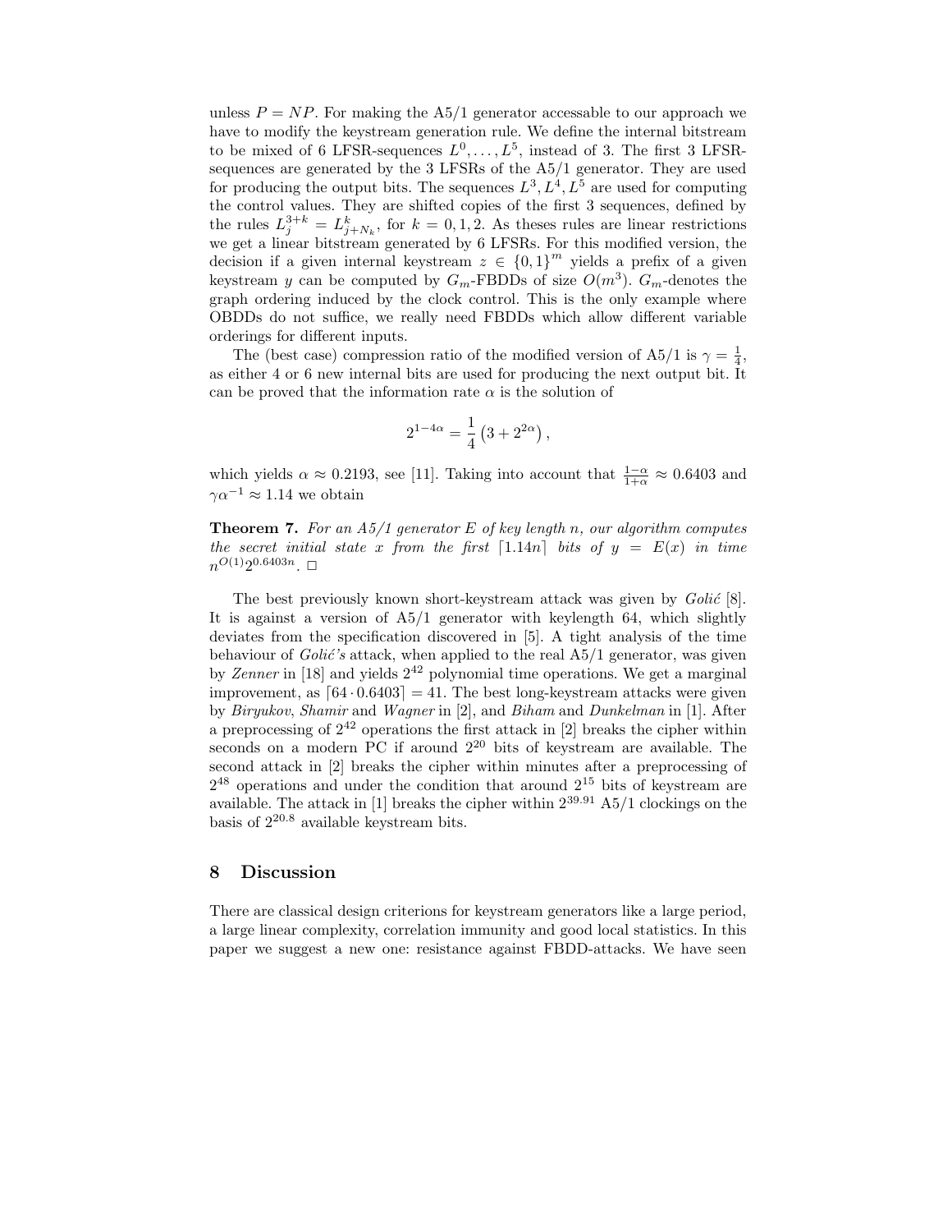unless $P = NP$. For making the A5/1 generator accessable to our approach we have to modify the keystream generation rule. We define the internal bitstream to be mixed of 6 LFSR-sequences $L^0, \ldots, L^5$, instead of 3. The first 3 LFSR-sequences are generated by the 3 LFSRs of the A5/1 generator. They are used for producing the output bits. The sequences $L^3, L^4, L^5$ are used for computing the control values. They are shifted copies of the first 3 sequences, defined by the rules $L^{3+k}_j = L^k_{j+N_k}$, for $k = 0, 1, 2$. As theses rules are linear restrictions we get a linear bitstream generated by 6 LFSRs. For this modified version, the decision if a given internal keystream $z \in \{0,1\}^m$ yields a prefix of a given keystream $y$ can be computed by $G_m$-FBDDs of size $O(m^3)$. $G_m$-denotes the graph ordering induced by the clock control. This is the only example where OBDDs do not suffice, we really need FBDDs which allow different variable orderings for different inputs.

The (best case) compression ratio of the modified version of A5/1 is $\gamma = \frac{1}{4}$, as either 4 or 6 new internal bits are used for producing the next output bit. It can be proved that the information rate $\alpha$ is the solution of

$$2^{1-4\alpha} = \frac{1}{4}\left(3 + 2^{2\alpha}\right),$$

which yields $\alpha \approx 0.2193$, see [11]. Taking into account that $\frac{1-\alpha}{1+\alpha} \approx 0.6403$ and $\gamma\alpha^{-1} \approx 1.14$ we obtain

**Theorem 7.** *For an A5/1 generator $E$ of key length $n$, our algorithm computes the secret initial state $x$ from the first $\lceil 1.14n \rceil$ bits of $y = E(x)$ in time $n^{O(1)}2^{0.6403n}$.* □

The best previously known short-keystream attack was given by *Golić* [8]. It is against a version of A5/1 generator with keylength 64, which slightly deviates from the specification discovered in [5]. A tight analysis of the time behaviour of *Golić's* attack, when applied to the real A5/1 generator, was given by *Zenner* in [18] and yields $2^{42}$ polynomial time operations. We get a marginal improvement, as $\lceil 64 \cdot 0.6403 \rceil = 41$. The best long-keystream attacks were given by *Biryukov*, *Shamir* and *Wagner* in [2], and *Biham* and *Dunkelman* in [1]. After a preprocessing of $2^{42}$ operations the first attack in [2] breaks the cipher within seconds on a modern PC if around $2^{20}$ bits of keystream are available. The second attack in [2] breaks the cipher within minutes after a preprocessing of $2^{48}$ operations and under the condition that around $2^{15}$ bits of keystream are available. The attack in [1] breaks the cipher within $2^{39.91}$ A5/1 clockings on the basis of $2^{20.8}$ available keystream bits.

## 8 Discussion

There are classical design criterions for keystream generators like a large period, a large linear complexity, correlation immunity and good local statistics. In this paper we suggest a new one: resistance against FBDD-attacks. We have seen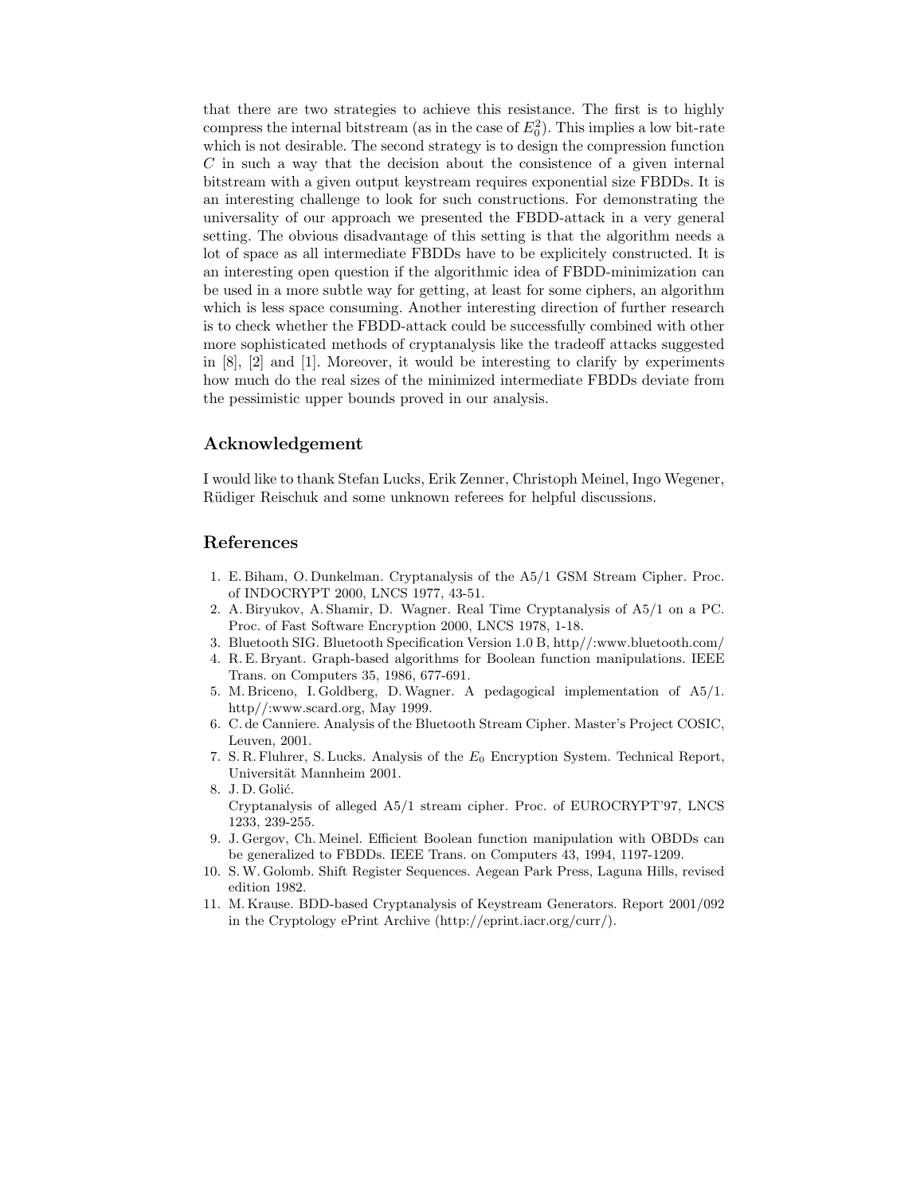that there are two strategies to achieve this resistance. The first is to highly compress the internal bitstream (as in the case of $E_0^2$). This implies a low bit-rate which is not desirable. The second strategy is to design the compression function $C$ in such a way that the decision about the consistence of a given internal bitstream with a given output keystream requires exponential size FBDDs. It is an interesting challenge to look for such constructions. For demonstrating the universality of our approach we presented the FBDD-attack in a very general setting. The obvious disadvantage of this setting is that the algorithm needs a lot of space as all intermediate FBDDs have to be explicitely constructed. It is an interesting open question if the algorithmic idea of FBDD-minimization can be used in a more subtle way for getting, at least for some ciphers, an algorithm which is less space consuming. Another interesting direction of further research is to check whether the FBDD-attack could be successfully combined with other more sophisticated methods of cryptanalysis like the tradeoff attacks suggested in [8], [2] and [1]. Moreover, it would be interesting to clarify by experiments how much do the real sizes of the minimized intermediate FBDDs deviate from the pessimistic upper bounds proved in our analysis.

## Acknowledgement

I would like to thank Stefan Lucks, Erik Zenner, Christoph Meinel, Ingo Wegener, Rüdiger Reischuk and some unknown referees for helpful discussions.

## References

1. E. Biham, O. Dunkelman. Cryptanalysis of the A5/1 GSM Stream Cipher. Proc. of INDOCRYPT 2000, LNCS 1977, 43-51.
2. A. Biryukov, A. Shamir, D. Wagner. Real Time Cryptanalysis of A5/1 on a PC. Proc. of Fast Software Encryption 2000, LNCS 1978, 1-18.
3. Bluetooth SIG. Bluetooth Specification Version 1.0 B, http//:www.bluetooth.com/
4. R. E. Bryant. Graph-based algorithms for Boolean function manipulations. IEEE Trans. on Computers 35, 1986, 677-691.
5. M. Briceno, I. Goldberg, D. Wagner. A pedagogical implementation of A5/1. http//:www.scard.org, May 1999.
6. C. de Canniere. Analysis of the Bluetooth Stream Cipher. Master's Project COSIC, Leuven, 2001.
7. S. R. Fluhrer, S. Lucks. Analysis of the $E_0$ Encryption System. Technical Report, Universität Mannheim 2001.
8. J. D. Golić. Cryptanalysis of alleged A5/1 stream cipher. Proc. of EUROCRYPT'97, LNCS 1233, 239-255.
9. J. Gergov, Ch. Meinel. Efficient Boolean function manipulation with OBDDs can be generalized to FBDDs. IEEE Trans. on Computers 43, 1994, 1197-1209.
10. S. W. Golomb. Shift Register Sequences. Aegean Park Press, Laguna Hills, revised edition 1982.
11. M. Krause. BDD-based Cryptanalysis of Keystream Generators. Report 2001/092 in the Cryptology ePrint Archive (http://eprint.iacr.org/curr/).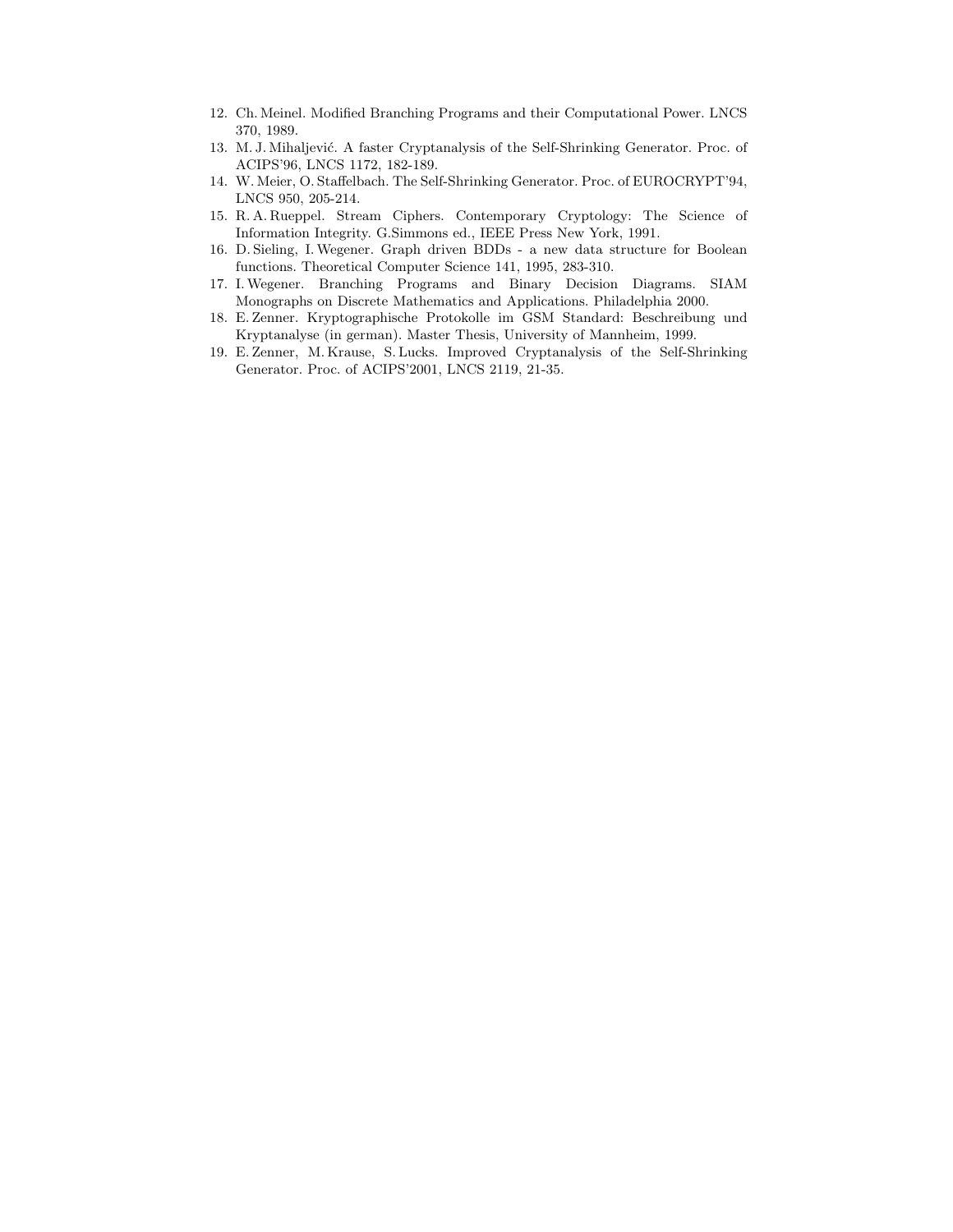12. Ch. Meinel. Modified Branching Programs and their Computational Power. LNCS 370, 1989.
13. M. J. Mihaljević. A faster Cryptanalysis of the Self-Shrinking Generator. Proc. of ACIPS'96, LNCS 1172, 182-189.
14. W. Meier, O. Staffelbach. The Self-Shrinking Generator. Proc. of EUROCRYPT'94, LNCS 950, 205-214.
15. R. A. Rueppel. Stream Ciphers. Contemporary Cryptology: The Science of Information Integrity. G.Simmons ed., IEEE Press New York, 1991.
16. D. Sieling, I. Wegener. Graph driven BDDs - a new data structure for Boolean functions. Theoretical Computer Science 141, 1995, 283-310.
17. I. Wegener. Branching Programs and Binary Decision Diagrams. SIAM Monographs on Discrete Mathematics and Applications. Philadelphia 2000.
18. E. Zenner. Kryptographische Protokolle im GSM Standard: Beschreibung und Kryptanalyse (in german). Master Thesis, University of Mannheim, 1999.
19. E. Zenner, M. Krause, S. Lucks. Improved Cryptanalysis of the Self-Shrinking Generator. Proc. of ACIPS'2001, LNCS 2119, 21-35.